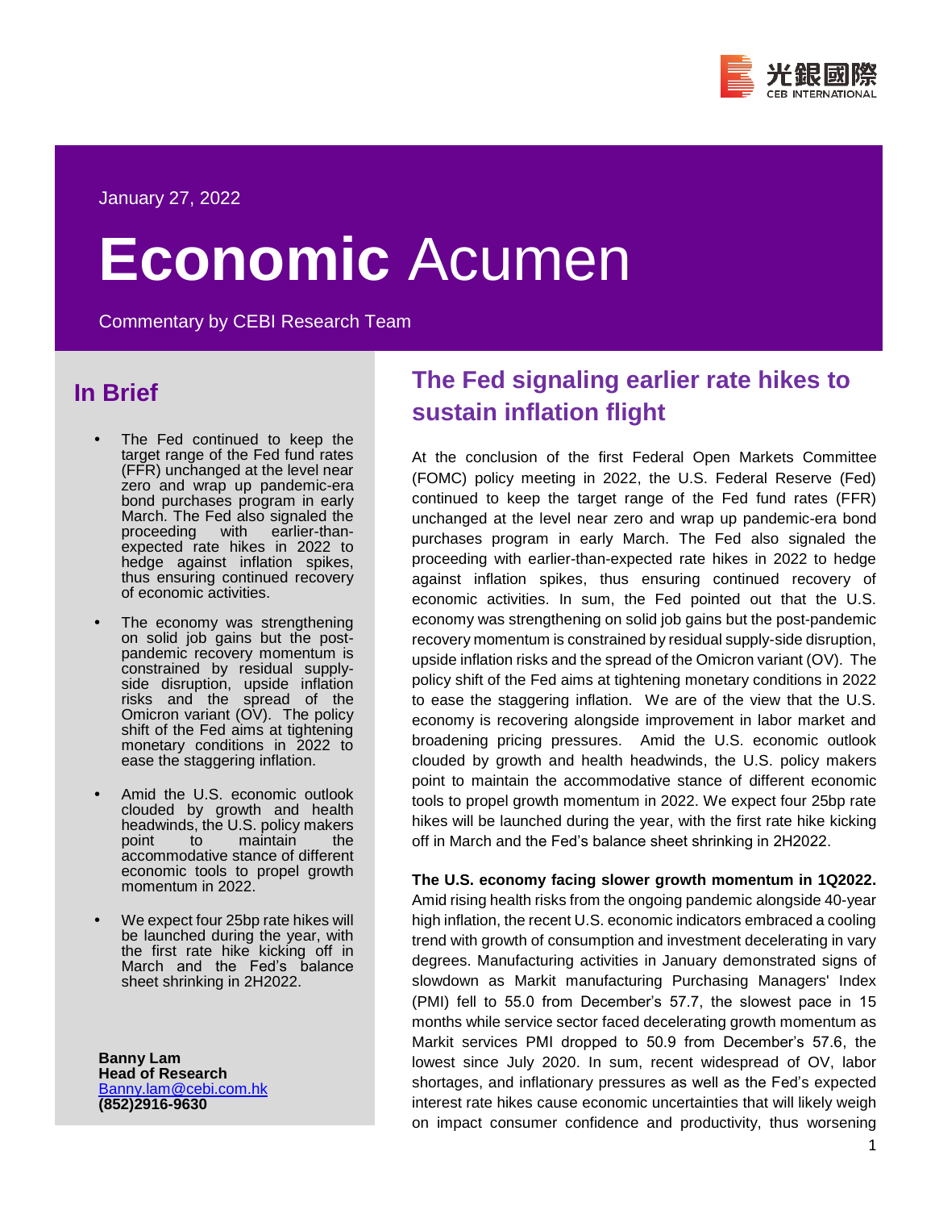January 27, 2022

# **Economic** Acumen

Commentary by CEBI Research Team

## In Brief

- The Fed continued to keep the target range of the Fed fund rates (FFR) unchanged at the level near zero and wrap up pandemic-era bond purchases program in early March. The Fed also signaled the proceeding with earlier-than-expected rate hikes in 2022 to hedge against inflation spikes, thus ensuring continued recovery of economic activities.
- The economy was strengthening on solid job gains but the post-pandemic recovery momentum is constrained by residual supply-side disruption, upside inflation risks and the spread of the Omicron variant (OV). The policy shift of the Fed aims at tightening monetary conditions in 2022 to ease the staggering inflation.
- Amid the U.S. economic outlook clouded by growth and health headwinds, the U.S. policy makers point to maintain the accommodative stance of different economic tools to propel growth momentum in 2022.
- We expect four 25bp rate hikes will be launched during the year, with the first rate hike kicking off in March and the Fed's balance sheet shrinking in 2H2022.

**Banny Lam**
**Head of Research**
[Banny.lam@cebi.com.hk](mailto:Banny.lam@cebi.com.hk)
**(852)2916-9630**

## The Fed signaling earlier rate hikes to sustain inflation flight

At the conclusion of the first Federal Open Markets Committee (FOMC) policy meeting in 2022, the U.S. Federal Reserve (Fed) continued to keep the target range of the Fed fund rates (FFR) unchanged at the level near zero and wrap up pandemic-era bond purchases program in early March. The Fed also signaled the proceeding with earlier-than-expected rate hikes in 2022 to hedge against inflation spikes, thus ensuring continued recovery of economic activities. In sum, the Fed pointed out that the U.S. economy was strengthening on solid job gains but the post-pandemic recovery momentum is constrained by residual supply-side disruption, upside inflation risks and the spread of the Omicron variant (OV). The policy shift of the Fed aims at tightening monetary conditions in 2022 to ease the staggering inflation. We are of the view that the U.S. economy is recovering alongside improvement in labor market and broadening pricing pressures. Amid the U.S. economic outlook clouded by growth and health headwinds, the U.S. policy makers point to maintain the accommodative stance of different economic tools to propel growth momentum in 2022. We expect four 25bp rate hikes will be launched during the year, with the first rate hike kicking off in March and the Fed's balance sheet shrinking in 2H2022.

**The U.S. economy facing slower growth momentum in 1Q2022.** Amid rising health risks from the ongoing pandemic alongside 40-year high inflation, the recent U.S. economic indicators embraced a cooling trend with growth of consumption and investment decelerating in vary degrees. Manufacturing activities in January demonstrated signs of slowdown as Markit manufacturing Purchasing Managers' Index (PMI) fell to 55.0 from December's 57.7, the slowest pace in 15 months while service sector faced decelerating growth momentum as Markit services PMI dropped to 50.9 from December's 57.6, the lowest since July 2020. In sum, recent widespread of OV, labor shortages, and inflationary pressures as well as the Fed's expected interest rate hikes cause economic uncertainties that will likely weigh on impact consumer confidence and productivity, thus worsening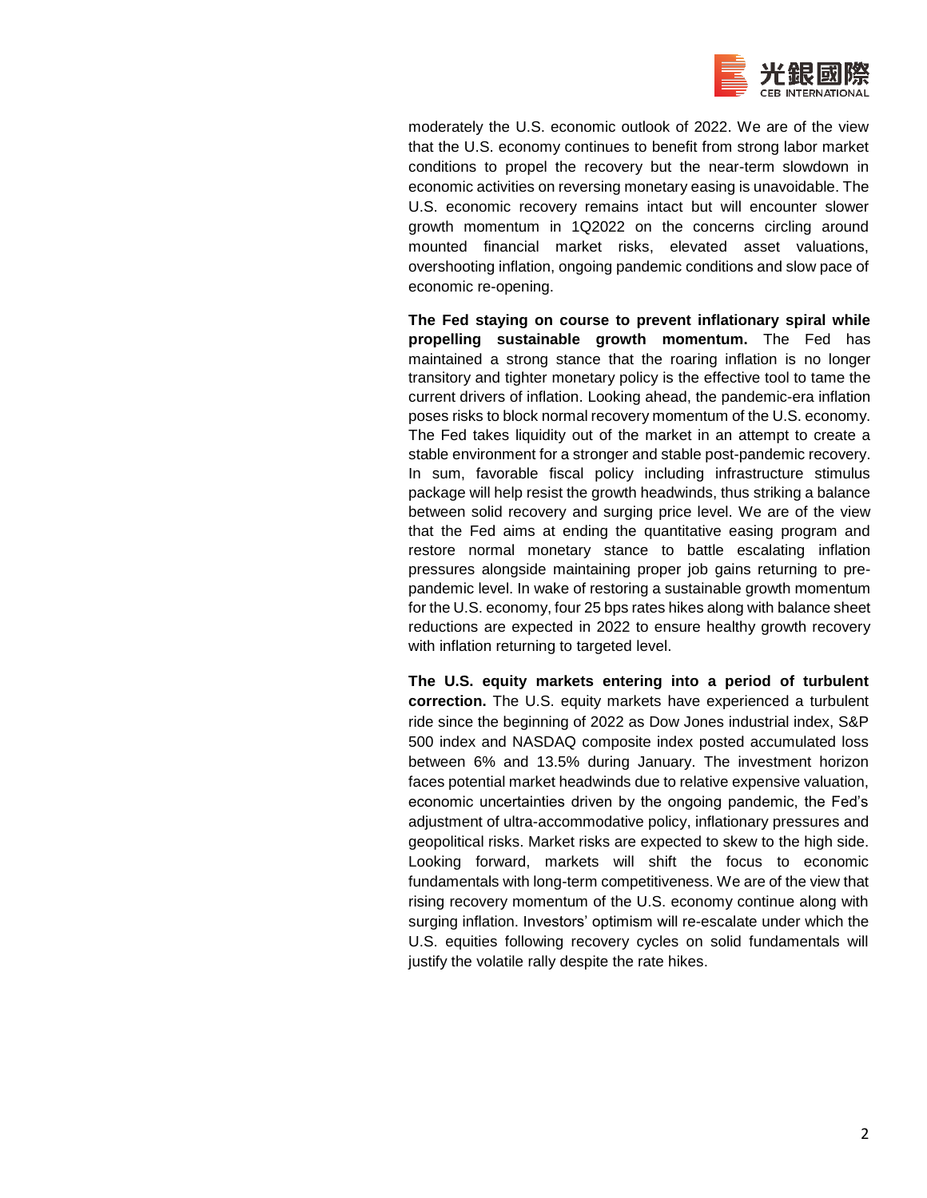moderately the U.S. economic outlook of 2022. We are of the view that the U.S. economy continues to benefit from strong labor market conditions to propel the recovery but the near-term slowdown in economic activities on reversing monetary easing is unavoidable. The U.S. economic recovery remains intact but will encounter slower growth momentum in 1Q2022 on the concerns circling around mounted financial market risks, elevated asset valuations, overshooting inflation, ongoing pandemic conditions and slow pace of economic re-opening.

**The Fed staying on course to prevent inflationary spiral while propelling sustainable growth momentum.** The Fed has maintained a strong stance that the roaring inflation is no longer transitory and tighter monetary policy is the effective tool to tame the current drivers of inflation. Looking ahead, the pandemic-era inflation poses risks to block normal recovery momentum of the U.S. economy. The Fed takes liquidity out of the market in an attempt to create a stable environment for a stronger and stable post-pandemic recovery. In sum, favorable fiscal policy including infrastructure stimulus package will help resist the growth headwinds, thus striking a balance between solid recovery and surging price level. We are of the view that the Fed aims at ending the quantitative easing program and restore normal monetary stance to battle escalating inflation pressures alongside maintaining proper job gains returning to pre-pandemic level. In wake of restoring a sustainable growth momentum for the U.S. economy, four 25 bps rates hikes along with balance sheet reductions are expected in 2022 to ensure healthy growth recovery with inflation returning to targeted level.

**The U.S. equity markets entering into a period of turbulent correction.** The U.S. equity markets have experienced a turbulent ride since the beginning of 2022 as Dow Jones industrial index, S&P 500 index and NASDAQ composite index posted accumulated loss between 6% and 13.5% during January. The investment horizon faces potential market headwinds due to relative expensive valuation, economic uncertainties driven by the ongoing pandemic, the Fed's adjustment of ultra-accommodative policy, inflationary pressures and geopolitical risks. Market risks are expected to skew to the high side. Looking forward, markets will shift the focus to economic fundamentals with long-term competitiveness. We are of the view that rising recovery momentum of the U.S. economy continue along with surging inflation. Investors' optimism will re-escalate under which the U.S. equities following recovery cycles on solid fundamentals will justify the volatile rally despite the rate hikes.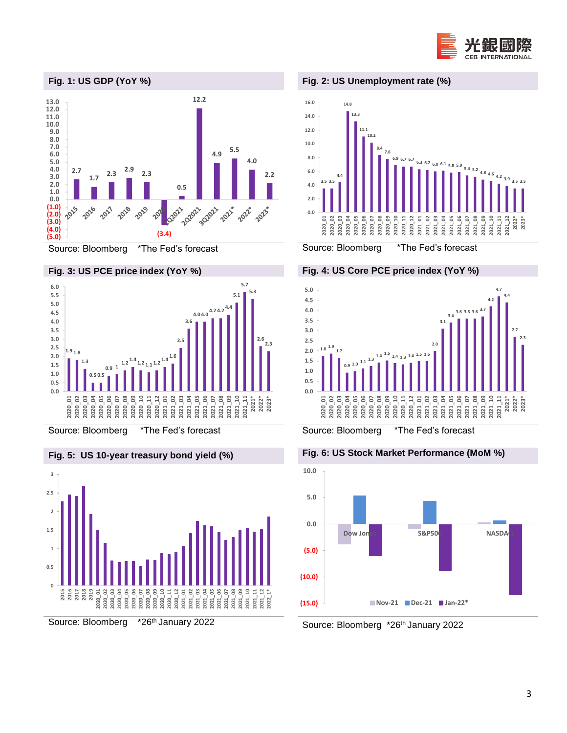## Fig. 1: US GDP (YoY %)

| Period | Value |
|---|---|
| 2015 | 2.7 |
| 2016 | 1.7 |
| 2017 | 2.3 |
| 2018 | 2.9 |
| 2019 | 2.3 |
| 2020 | (3.4) |
| 1Q2021 | 0.5 |
| 2Q2021 | 12.2 |
| 3Q2021 | 4.9 |
| 2021* | 5.5 |
| 2022* | 4.0 |
| 2023* | 2.2 |

Source: Bloomberg *The Fed's forecast

## Fig. 2: US Unemployment rate (%)

| Period | Value |
|---|---|
| 2020_01 | 3.5 |
| 2020_02 | 3.5 |
| 2020_03 | 4.4 |
| 2020_04 | 14.8 |
| 2020_05 | 13.3 |
| 2020_06 | 11.1 |
| 2020_07 | 10.2 |
| 2020_08 | 8.4 |
| 2020_09 | 7.8 |
| 2020_10 | 6.9 |
| 2020_11 | 6.7 |
| 2020_12 | 6.7 |
| 2021_01 | 6.3 |
| 2021_02 | 6.2 |
| 2021_03 | 6.0 |
| 2021_04 | 6.1 |
| 2021_05 | 5.8 |
| 2021_06 | 5.9 |
| 2021_07 | 5.4 |
| 2021_08 | 5.2 |
| 2021_09 | 4.8 |
| 2021_10 | 4.6 |
| 2021_11 | 4.2 |
| 2021_12 | 3.9 |
| 2022* | 3.5 |
| 2023* | 3.5 |

Source: Bloomberg *The Fed's forecast

## Fig. 3: US PCE price index (YoY %)

| Period | Value |
|---|---|
| 2020_01 | 1.9 |
| 2020_02 | 1.8 |
| 2020_03 | 1.3 |
| 2020_04 | 0.5 |
| 2020_05 | 0.5 |
| 2020_06 | 0.9 |
| 2020_07 | 1 |
| 2020_08 | 1.2 |
| 2020_09 | 1.4 |
| 2020_10 | 1.2 |
| 2020_11 | 1.1 |
| 2020_12 | 1.2 |
| 2021_01 | 1.4 |
| 2021_02 | 1.6 |
| 2021_03 | 2.5 |
| 2021_04 | 3.6 |
| 2021_05 | 4.0 |
| 2021_06 | 4.0 |
| 2021_07 | 4.2 |
| 2021_08 | 4.2 |
| 2021_09 | 4.4 |
| 2021_10 | 5.1 |
| 2021_11 | 5.7 |
| 2021* | 5.3 |
| 2022* | 2.6 |
| 2023* | 2.3 |

Source: Bloomberg *The Fed's forecast

## Fig. 4: US Core PCE price index (YoY %)

| Period | Value |
|---|---|
| 2020_01 | 1.8 |
| 2020_02 | 1.9 |
| 2020_03 | 1.7 |
| 2020_04 | 0.9 |
| 2020_05 | 1.0 |
| 2020_06 | 1.1 |
| 2020_07 | 1.3 |
| 2020_08 | 1.4 |
| 2020_09 | 1.5 |
| 2020_10 | 1.4 |
| 2020_11 | 1.3 |
| 2020_12 | 1.4 |
| 2021_01 | 1.5 |
| 2021_02 | 1.5 |
| 2021_03 | 2.0 |
| 2021_04 | 3.1 |
| 2021_05 | 3.4 |
| 2021_06 | 3.6 |
| 2021_07 | 3.6 |
| 2021_08 | 3.6 |
| 2021_09 | 3.7 |
| 2021_10 | 4.2 |
| 2021_11 | 4.7 |
| 2021* | 4.4 |
| 2022* | 2.7 |
| 2023* | 2.3 |

Source: Bloomberg *The Fed's forecast

## Fig. 5: US 10-year treasury bond yield (%)

Periods: 2015, 2016, 2017, 2018, 2019, 2020_01 – 2020_12, 2021_01 – 2021_12, 2022_1*

Source: Bloomberg *26th January 2022

## Fig. 6: US Stock Market Performance (MoM %)

Series: Nov-21, Dec-21, Jan-22*; Indices: Dow Jones, S&P500, NASDAQ

Source: Bloomberg *26th January 2022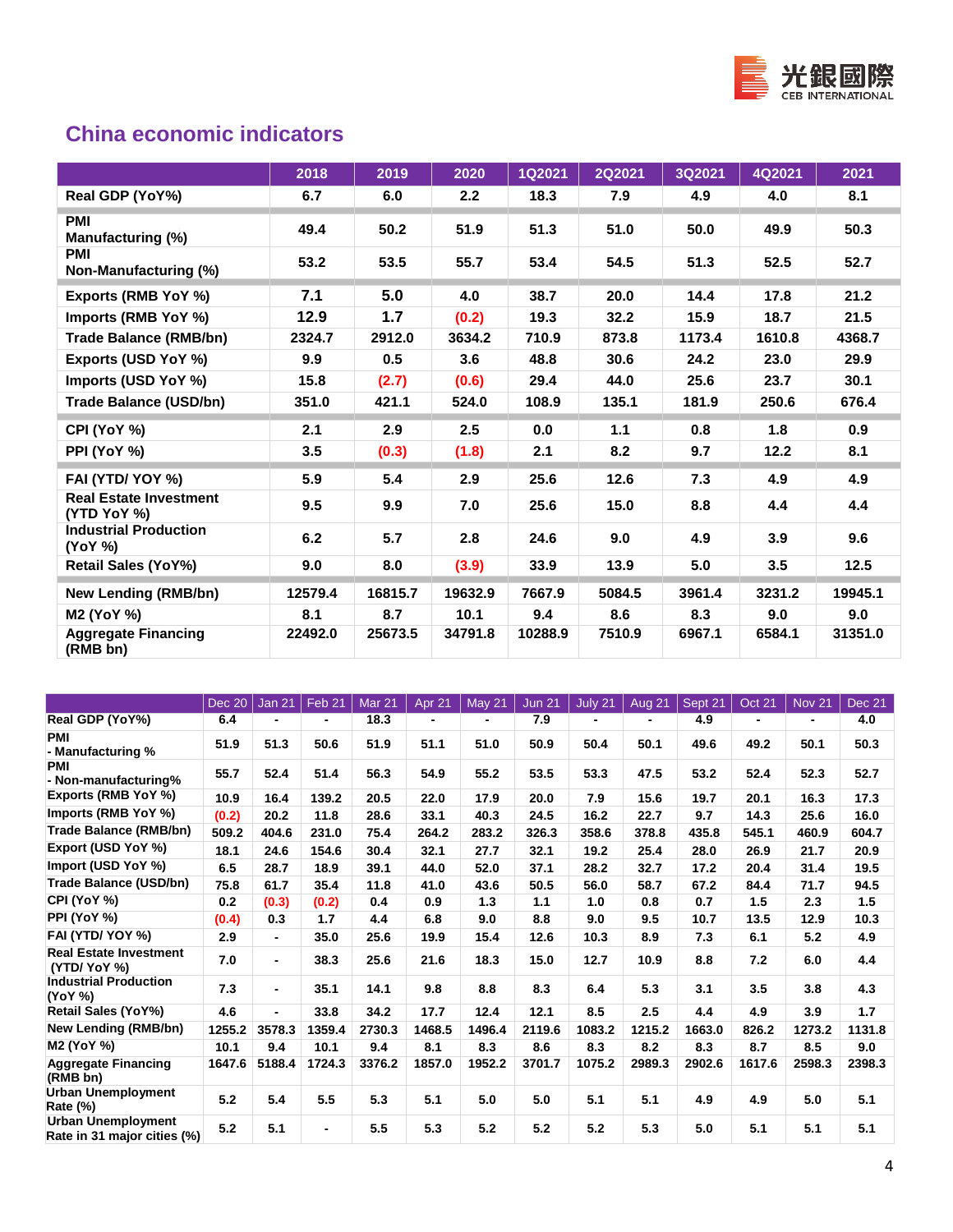## China economic indicators

| | 2018 | 2019 | 2020 | 1Q2021 | 2Q2021 | 3Q2021 | 4Q2021 | 2021 |
|---|---|---|---|---|---|---|---|---|
| Real GDP (YoY%) | 6.7 | 6.0 | 2.2 | 18.3 | 7.9 | 4.9 | 4.0 | 8.1 |
| PMI Manufacturing (%) | 49.4 | 50.2 | 51.9 | 51.3 | 51.0 | 50.0 | 49.9 | 50.3 |
| PMI Non-Manufacturing (%) | 53.2 | 53.5 | 55.7 | 53.4 | 54.5 | 51.3 | 52.5 | 52.7 |
| Exports (RMB YoY %) | 7.1 | 5.0 | 4.0 | 38.7 | 20.0 | 14.4 | 17.8 | 21.2 |
| Imports (RMB YoY %) | 12.9 | 1.7 | (0.2) | 19.3 | 32.2 | 15.9 | 18.7 | 21.5 |
| Trade Balance (RMB/bn) | 2324.7 | 2912.0 | 3634.2 | 710.9 | 873.8 | 1173.4 | 1610.8 | 4368.7 |
| Exports (USD YoY %) | 9.9 | 0.5 | 3.6 | 48.8 | 30.6 | 24.2 | 23.0 | 29.9 |
| Imports (USD YoY %) | 15.8 | (2.7) | (0.6) | 29.4 | 44.0 | 25.6 | 23.7 | 30.1 |
| Trade Balance (USD/bn) | 351.0 | 421.1 | 524.0 | 108.9 | 135.1 | 181.9 | 250.6 | 676.4 |
| CPI (YoY %) | 2.1 | 2.9 | 2.5 | 0.0 | 1.1 | 0.8 | 1.8 | 0.9 |
| PPI (YoY %) | 3.5 | (0.3) | (1.8) | 2.1 | 8.2 | 9.7 | 12.2 | 8.1 |
| FAI (YTD/ YOY %) | 5.9 | 5.4 | 2.9 | 25.6 | 12.6 | 7.3 | 4.9 | 4.9 |
| Real Estate Investment (YTD YoY %) | 9.5 | 9.9 | 7.0 | 25.6 | 15.0 | 8.8 | 4.4 | 4.4 |
| Industrial Production (YoY %) | 6.2 | 5.7 | 2.8 | 24.6 | 9.0 | 4.9 | 3.9 | 9.6 |
| Retail Sales (YoY%) | 9.0 | 8.0 | (3.9) | 33.9 | 13.9 | 5.0 | 3.5 | 12.5 |
| New Lending (RMB/bn) | 12579.4 | 16815.7 | 19632.9 | 7667.9 | 5084.5 | 3961.4 | 3231.2 | 19945.1 |
| M2 (YoY %) | 8.1 | 8.7 | 10.1 | 9.4 | 8.6 | 8.3 | 9.0 | 9.0 |
| Aggregate Financing (RMB bn) | 22492.0 | 25673.5 | 34791.8 | 10288.9 | 7510.9 | 6967.1 | 6584.1 | 31351.0 |

| | Dec 20 | Jan 21 | Feb 21 | Mar 21 | Apr 21 | May 21 | Jun 21 | July 21 | Aug 21 | Sept 21 | Oct 21 | Nov 21 | Dec 21 |
|---|---|---|---|---|---|---|---|---|---|---|---|---|---|
| Real GDP (YoY%) | 6.4 | - | - | 18.3 | - | - | 7.9 | - | - | 4.9 | - | - | 4.0 |
| PMI - Manufacturing % | 51.9 | 51.3 | 50.6 | 51.9 | 51.1 | 51.0 | 50.9 | 50.4 | 50.1 | 49.6 | 49.2 | 50.1 | 50.3 |
| PMI - Non-manufacturing% | 55.7 | 52.4 | 51.4 | 56.3 | 54.9 | 55.2 | 53.5 | 53.3 | 47.5 | 53.2 | 52.4 | 52.3 | 52.7 |
| Exports (RMB YoY %) | 10.9 | 16.4 | 139.2 | 20.5 | 22.0 | 17.9 | 20.0 | 7.9 | 15.6 | 19.7 | 20.1 | 16.3 | 17.3 |
| Imports (RMB YoY %) | (0.2) | 20.2 | 11.8 | 28.6 | 33.1 | 40.3 | 24.5 | 16.2 | 22.7 | 9.7 | 14.3 | 25.6 | 16.0 |
| Trade Balance (RMB/bn) | 509.2 | 404.6 | 231.0 | 75.4 | 264.2 | 283.2 | 326.3 | 358.6 | 378.8 | 435.8 | 545.1 | 460.9 | 604.7 |
| Export (USD YoY %) | 18.1 | 24.6 | 154.6 | 30.4 | 32.1 | 27.7 | 32.1 | 19.2 | 25.4 | 28.0 | 26.9 | 21.7 | 20.9 |
| Import (USD YoY %) | 6.5 | 28.7 | 18.9 | 39.1 | 44.0 | 52.0 | 37.1 | 28.2 | 32.7 | 17.2 | 20.4 | 31.4 | 19.5 |
| Trade Balance (USD/bn) | 75.8 | 61.7 | 35.4 | 11.8 | 41.0 | 43.6 | 50.5 | 56.0 | 58.7 | 67.2 | 84.4 | 71.7 | 94.5 |
| CPI (YoY %) | 0.2 | (0.3) | (0.2) | 0.4 | 0.9 | 1.3 | 1.1 | 1.0 | 0.8 | 0.7 | 1.5 | 2.3 | 1.5 |
| PPI (YoY %) | (0.4) | 0.3 | 1.7 | 4.4 | 6.8 | 9.0 | 8.8 | 9.0 | 9.5 | 10.7 | 13.5 | 12.9 | 10.3 |
| FAI (YTD/ YOY %) | 2.9 | - | 35.0 | 25.6 | 19.9 | 15.4 | 12.6 | 10.3 | 8.9 | 7.3 | 6.1 | 5.2 | 4.9 |
| Real Estate Investment (YTD/ YoY %) | 7.0 | - | 38.3 | 25.6 | 21.6 | 18.3 | 15.0 | 12.7 | 10.9 | 8.8 | 7.2 | 6.0 | 4.4 |
| Industrial Production (YoY %) | 7.3 | - | 35.1 | 14.1 | 9.8 | 8.8 | 8.3 | 6.4 | 5.3 | 3.1 | 3.5 | 3.8 | 4.3 |
| Retail Sales (YoY%) | 4.6 | - | 33.8 | 34.2 | 17.7 | 12.4 | 12.1 | 8.5 | 2.5 | 4.4 | 4.9 | 3.9 | 1.7 |
| New Lending (RMB/bn) | 1255.2 | 3578.3 | 1359.4 | 2730.3 | 1468.5 | 1496.4 | 2119.6 | 1083.2 | 1215.2 | 1663.0 | 826.2 | 1273.2 | 1131.8 |
| M2 (YoY %) | 10.1 | 9.4 | 10.1 | 9.4 | 8.1 | 8.3 | 8.6 | 8.3 | 8.2 | 8.3 | 8.7 | 8.5 | 9.0 |
| Aggregate Financing (RMB bn) | 1647.6 | 5188.4 | 1724.3 | 3376.2 | 1857.0 | 1952.2 | 3701.7 | 1075.2 | 2989.3 | 2902.6 | 1617.6 | 2598.3 | 2398.3 |
| Urban Unemployment Rate (%) | 5.2 | 5.4 | 5.5 | 5.3 | 5.1 | 5.0 | 5.0 | 5.1 | 5.1 | 4.9 | 4.9 | 5.0 | 5.1 |
| Urban Unemployment Rate in 31 major cities (%) | 5.2 | 5.1 | - | 5.5 | 5.3 | 5.2 | 5.2 | 5.2 | 5.3 | 5.0 | 5.1 | 5.1 | 5.1 |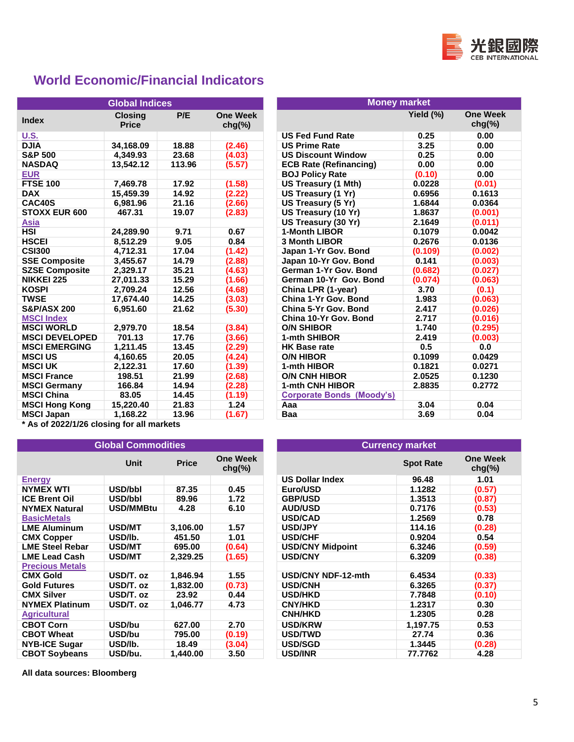# World Economic/Financial Indicators

| Global Indices | | | |
|---|---|---|---|
| Index | Closing Price | P/E | One Week chg(%) |
| U.S. | | | |
| DJIA | 34,168.09 | 18.88 | (2.46) |
| S&P 500 | 4,349.93 | 23.68 | (4.03) |
| NASDAQ | 13,542.12 | 113.96 | (5.57) |
| EUR | | | |
| FTSE 100 | 7,469.78 | 17.92 | (1.58) |
| DAX | 15,459.39 | 14.92 | (2.22) |
| CAC40S | 6,981.96 | 21.16 | (2.66) |
| STOXX EUR 600 | 467.31 | 19.07 | (2.83) |
| Asia | | | |
| HSI | 24,289.90 | 9.71 | 0.67 |
| HSCEI | 8,512.29 | 9.05 | 0.84 |
| CSI300 | 4,712.31 | 17.04 | (1.42) |
| SSE Composite | 3,455.67 | 14.79 | (2.88) |
| SZSE Composite | 2,329.17 | 35.21 | (4.63) |
| NIKKEI 225 | 27,011.33 | 15.29 | (1.66) |
| KOSPI | 2,709.24 | 12.56 | (4.68) |
| TWSE | 17,674.40 | 14.25 | (3.03) |
| S&P/ASX 200 | 6,951.60 | 21.62 | (5.30) |
| MSCI Index | | | |
| MSCI WORLD | 2,979.70 | 18.54 | (3.84) |
| MSCI DEVELOPED | 701.13 | 17.76 | (3.66) |
| MSCI EMERGING | 1,211.45 | 13.45 | (2.29) |
| MSCI US | 4,160.65 | 20.05 | (4.24) |
| MSCI UK | 2,122.31 | 17.60 | (1.39) |
| MSCI France | 198.51 | 21.99 | (2.68) |
| MSCI Germany | 166.84 | 14.94 | (2.28) |
| MSCI China | 83.05 | 14.45 | (1.19) |
| MSCI Hong Kong | 15,220.40 | 21.83 | 1.24 |
| MSCI Japan | 1,168.22 | 13.96 | (1.67) |

* As of 2022/1/26 closing for all markets

| Money market | | |
|---|---|---|
| | Yield (%) | One Week chg(%) |
| US Fed Fund Rate | 0.25 | 0.00 |
| US Prime Rate | 3.25 | 0.00 |
| US Discount Window | 0.25 | 0.00 |
| ECB Rate (Refinancing) | 0.00 | 0.00 |
| BOJ Policy Rate | (0.10) | 0.00 |
| US Treasury (1 Mth) | 0.0228 | (0.01) |
| US Treasury (1 Yr) | 0.6956 | 0.1613 |
| US Treasury (5 Yr) | 1.6844 | 0.0364 |
| US Treasury (10 Yr) | 1.8637 | (0.001) |
| US Treasury (30 Yr) | 2.1649 | (0.011) |
| 1-Month LIBOR | 0.1079 | 0.0042 |
| 3 Month LIBOR | 0.2676 | 0.0136 |
| Japan 1-Yr Gov. Bond | (0.109) | (0.002) |
| Japan 10-Yr Gov. Bond | 0.141 | (0.003) |
| German 1-Yr Gov. Bond | (0.682) | (0.027) |
| German 10-Yr Gov. Bond | (0.074) | (0.063) |
| China LPR (1-year) | 3.70 | (0.1) |
| China 1-Yr Gov. Bond | 1.983 | (0.063) |
| China 5-Yr Gov. Bond | 2.417 | (0.026) |
| China 10-Yr Gov. Bond | 2.717 | (0.016) |
| O/N SHIBOR | 1.740 | (0.295) |
| 1-mth SHIBOR | 2.419 | (0.003) |
| HK Base rate | 0.5 | 0.0 |
| O/N HIBOR | 0.1099 | 0.0429 |
| 1-mth HIBOR | 0.1821 | 0.0271 |
| O/N CNH HIBOR | 2.0525 | 0.1230 |
| 1-mth CNH HIBOR | 2.8835 | 0.2772 |
| Corporate Bonds (Moody's) | | |
| Aaa | 3.04 | 0.04 |
| Baa | 3.69 | 0.04 |

| Global Commodities | | | |
|---|---|---|---|
| | Unit | Price | One Week chg(%) |
| Energy | | | |
| NYMEX WTI | USD/bbl | 87.35 | 0.45 |
| ICE Brent Oil | USD/bbl | 89.96 | 1.72 |
| NYMEX Natural | USD/MMBtu | 4.28 | 6.10 |
| BasicMetals | | | |
| LME Aluminum | USD/MT | 3,106.00 | 1.57 |
| CMX Copper | USD/lb. | 451.50 | 1.01 |
| LME Steel Rebar | USD/MT | 695.00 | (0.64) |
| LME Lead Cash | USD/MT | 2,329.25 | (1.65) |
| Precious Metals | | | |
| CMX Gold | USD/T. oz | 1,846.94 | 1.55 |
| Gold Futures | USD/T. oz | 1,832.00 | (0.73) |
| CMX Silver | USD/T. oz | 23.92 | 0.44 |
| NYMEX Platinum | USD/T. oz | 1,046.77 | 4.73 |
| Agricultural | | | |
| CBOT Corn | USD/bu | 627.00 | 2.70 |
| CBOT Wheat | USD/bu | 795.00 | (0.19) |
| NYB-ICE Sugar | USD/lb. | 18.49 | (3.04) |
| CBOT Soybeans | USD/bu. | 1,440.00 | 3.50 |

| Currency market | | |
|---|---|---|
| | Spot Rate | One Week chg(%) |
| US Dollar Index | 96.48 | 1.01 |
| Euro/USD | 1.1282 | (0.57) |
| GBP/USD | 1.3513 | (0.87) |
| AUD/USD | 0.7176 | (0.53) |
| USD/CAD | 1.2569 | 0.78 |
| USD/JPY | 114.16 | (0.28) |
| USD/CHF | 0.9204 | 0.54 |
| USD/CNY Midpoint | 6.3246 | (0.59) |
| USD/CNY | 6.3209 | (0.38) |
| | | |
| USD/CNY NDF-12-mth | 6.4534 | (0.33) |
| USD/CNH | 6.3265 | (0.37) |
| USD/HKD | 7.7848 | (0.10) |
| CNY/HKD | 1.2317 | 0.30 |
| CNH/HKD | 1.2305 | 0.28 |
| USD/KRW | 1,197.75 | 0.53 |
| USD/TWD | 27.74 | 0.36 |
| USD/SGD | 1.3445 | (0.28) |
| USD/INR | 77.7762 | 4.28 |

All data sources: Bloomberg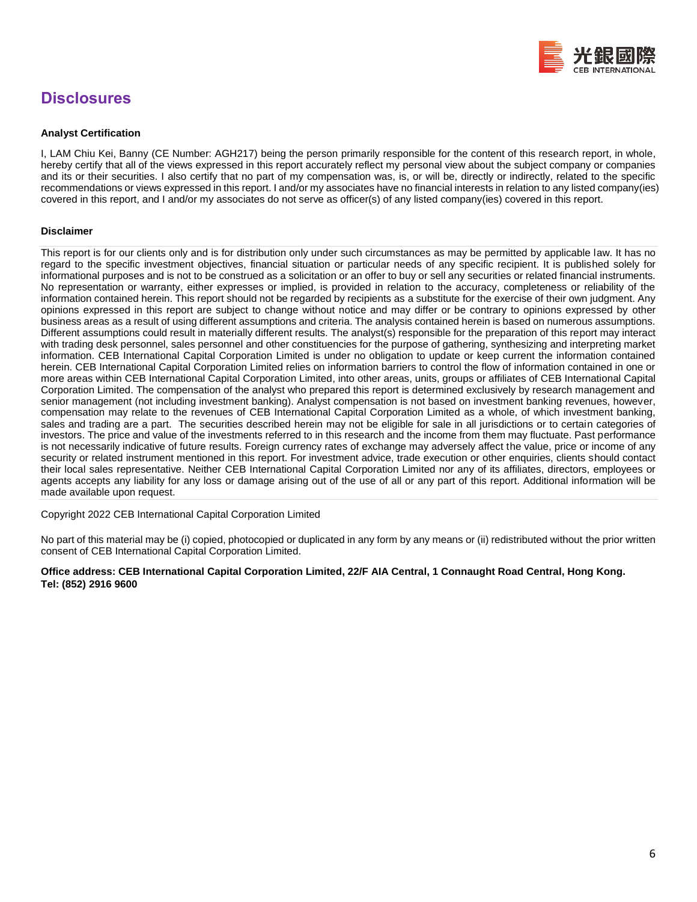## Disclosures

**Analyst Certification**

I, LAM Chiu Kei, Banny (CE Number: AGH217) being the person primarily responsible for the content of this research report, in whole, hereby certify that all of the views expressed in this report accurately reflect my personal view about the subject company or companies and its or their securities. I also certify that no part of my compensation was, is, or will be, directly or indirectly, related to the specific recommendations or views expressed in this report. I and/or my associates have no financial interests in relation to any listed company(ies) covered in this report, and I and/or my associates do not serve as officer(s) of any listed company(ies) covered in this report.

**Disclaimer**

This report is for our clients only and is for distribution only under such circumstances as may be permitted by applicable law. It has no regard to the specific investment objectives, financial situation or particular needs of any specific recipient. It is published solely for informational purposes and is not to be construed as a solicitation or an offer to buy or sell any securities or related financial instruments. No representation or warranty, either expresses or implied, is provided in relation to the accuracy, completeness or reliability of the information contained herein. This report should not be regarded by recipients as a substitute for the exercise of their own judgment. Any opinions expressed in this report are subject to change without notice and may differ or be contrary to opinions expressed by other business areas as a result of using different assumptions and criteria. The analysis contained herein is based on numerous assumptions. Different assumptions could result in materially different results. The analyst(s) responsible for the preparation of this report may interact with trading desk personnel, sales personnel and other constituencies for the purpose of gathering, synthesizing and interpreting market information. CEB International Capital Corporation Limited is under no obligation to update or keep current the information contained herein. CEB International Capital Corporation Limited relies on information barriers to control the flow of information contained in one or more areas within CEB International Capital Corporation Limited, into other areas, units, groups or affiliates of CEB International Capital Corporation Limited. The compensation of the analyst who prepared this report is determined exclusively by research management and senior management (not including investment banking). Analyst compensation is not based on investment banking revenues, however, compensation may relate to the revenues of CEB International Capital Corporation Limited as a whole, of which investment banking, sales and trading are a part. The securities described herein may not be eligible for sale in all jurisdictions or to certain categories of investors. The price and value of the investments referred to in this research and the income from them may fluctuate. Past performance is not necessarily indicative of future results. Foreign currency rates of exchange may adversely affect the value, price or income of any security or related instrument mentioned in this report. For investment advice, trade execution or other enquiries, clients should contact their local sales representative. Neither CEB International Capital Corporation Limited nor any of its affiliates, directors, employees or agents accepts any liability for any loss or damage arising out of the use of all or any part of this report. Additional information will be made available upon request.

Copyright 2022 CEB International Capital Corporation Limited

No part of this material may be (i) copied, photocopied or duplicated in any form by any means or (ii) redistributed without the prior written consent of CEB International Capital Corporation Limited.

**Office address: CEB International Capital Corporation Limited, 22/F AIA Central, 1 Connaught Road Central, Hong Kong. Tel: (852) 2916 9600**